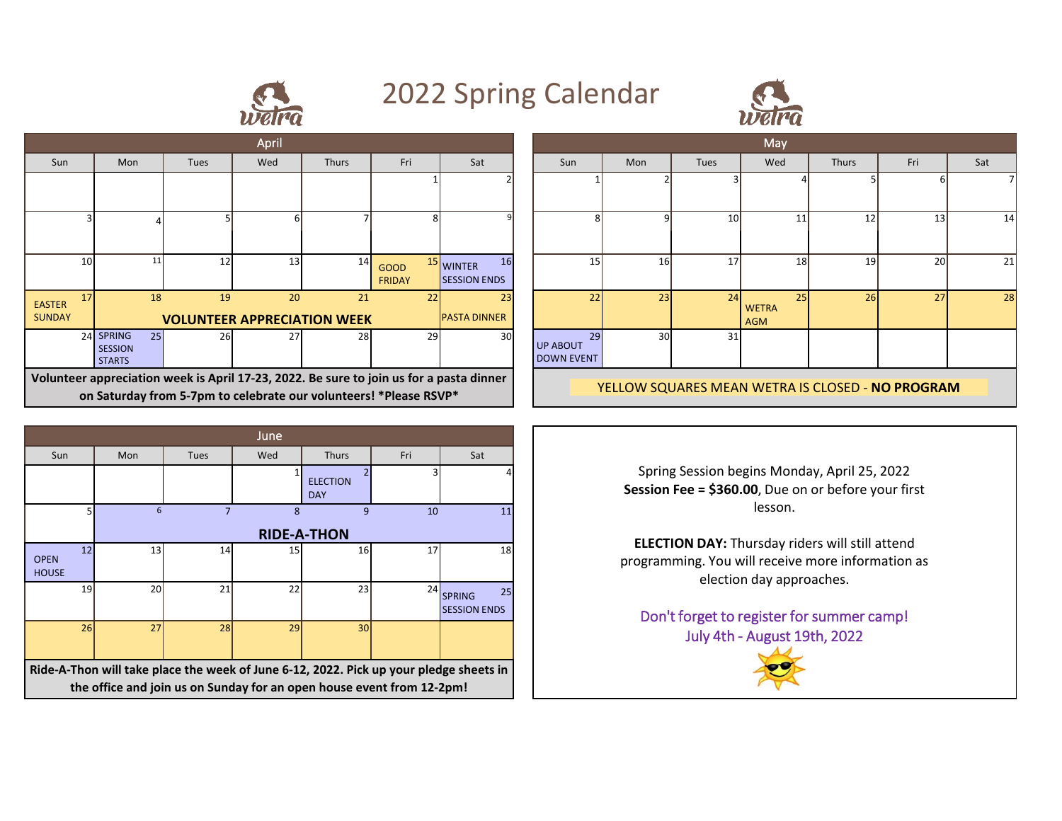# 2022 Spring Calendar

## April

| Sun | Mon | Tues | Wed | Thurs | Fri | Sat |
|---|---|---|---|---|---|---|
| | | | | | 1 | 2 |
| 3 | 4 | 5 | 6 | 7 | 8 | 9 |
| 10 | 11 | 12 | 13 | 14 | 15 GOOD FRIDAY | 16 WINTER SESSION ENDS |
| 17 EASTER SUNDAY | 18 VOLUNTEER APPRECIATION WEEK | 19 | 20 | 21 | 22 | 23 PASTA DINNER |
| 24 | 25 SPRING SESSION STARTS | 26 | 27 | 28 | 29 | 30 |

**Volunteer appreciation week is April 17-23, 2022. Be sure to join us for a pasta dinner on Saturday from 5-7pm to celebrate our volunteers! *Please RSVP***

## May

| Sun | Mon | Tues | Wed | Thurs | Fri | Sat |
|---|---|---|---|---|---|---|
| 1 | 2 | 3 | 4 | 5 | 6 | 7 |
| 8 | 9 | 10 | 11 | 12 | 13 | 14 |
| 15 | 16 | 17 | 18 | 19 | 20 | 21 |
| 22 | 23 | 24 | 25 WETRA AGM | 26 | 27 | 28 |
| 29 UP ABOUT DOWN EVENT | 30 | 31 | | | | |

YELLOW SQUARES MEAN WETRA IS CLOSED - **NO PROGRAM**

## June

| Sun | Mon | Tues | Wed | Thurs | Fri | Sat |
|---|---|---|---|---|---|---|
| | | | 1 | 2 ELECTION DAY | 3 | 4 |
| 5 | 6 RIDE-A-THON | 7 | 8 | 9 | 10 | 11 |
| 12 OPEN HOUSE | 13 | 14 | 15 | 16 | 17 | 18 |
| 19 | 20 | 21 | 22 | 23 | 24 | 25 SPRING SESSION ENDS |
| 26 | 27 | 28 | 29 | 30 | | |

**Ride-A-Thon will take place the week of June 6-12, 2022. Pick up your pledge sheets in the office and join us on Sunday for an open house event from 12-2pm!**

Spring Session begins Monday, April 25, 2022
**Session Fee = $360.00**, Due on or before your first lesson.

**ELECTION DAY:** Thursday riders will still attend programming. You will receive more information as election day approaches.

Don't forget to register for summer camp!
July 4th - August 19th, 2022